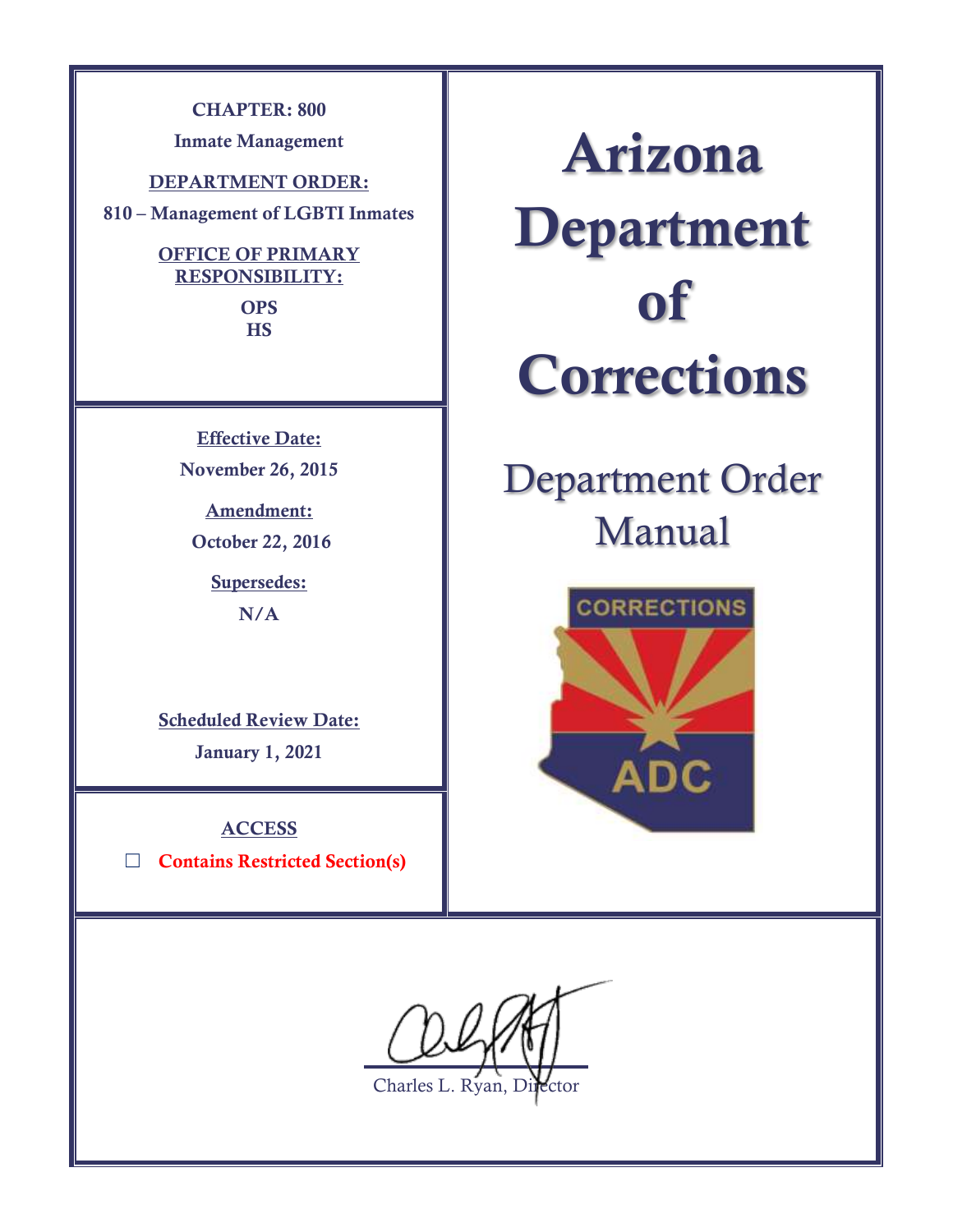**CHAPTER: 800**

**Inmate Management**

**DEPARTMENT ORDER:**

**810 – Management of LGBTI Inmates**

**OFFICE OF PRIMARY RESPONSIBILITY:**

**OPS**
**HS**

**Effective Date:**

**November 26, 2015**

**Amendment:**

**October 22, 2016**

**Supersedes:**

**N/A**

**Scheduled Review Date:**

**January 1, 2021**

**ACCESS**

☐ **Contains Restricted Section(s)**

# Arizona Department of Corrections

## Department Order Manual

Charles L. Ryan, Director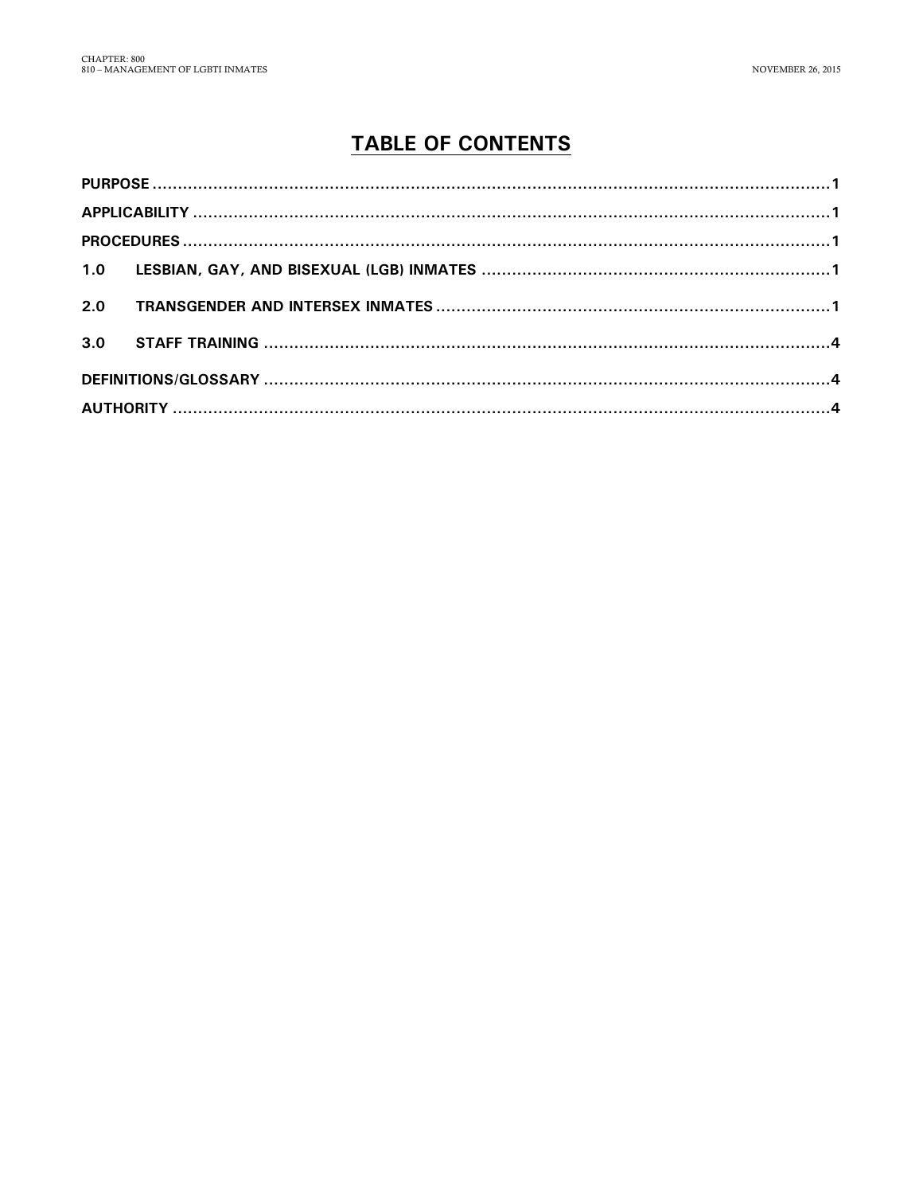# TABLE OF CONTENTS

**PURPOSE** .......... **1**

**APPLICABILITY** .......... **1**

**PROCEDURES** .......... **1**

**1.0 LESBIAN, GAY, AND BISEXUAL (LGB) INMATES** .......... **1**

**2.0 TRANSGENDER AND INTERSEX INMATES** .......... **1**

**3.0 STAFF TRAINING** .......... **4**

**DEFINITIONS/GLOSSARY** .......... **4**

**AUTHORITY** .......... **4**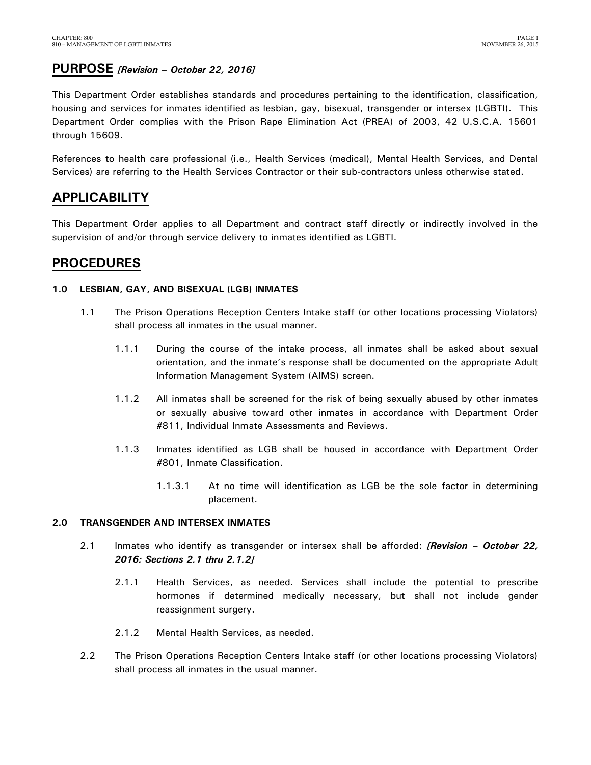## PURPOSE *[Revision – October 22, 2016]*

This Department Order establishes standards and procedures pertaining to the identification, classification, housing and services for inmates identified as lesbian, gay, bisexual, transgender or intersex (LGBTI). This Department Order complies with the Prison Rape Elimination Act (PREA) of 2003, 42 U.S.C.A. 15601 through 15609.

References to health care professional (i.e., Health Services (medical), Mental Health Services, and Dental Services) are referring to the Health Services Contractor or their sub-contractors unless otherwise stated.

## APPLICABILITY

This Department Order applies to all Department and contract staff directly or indirectly involved in the supervision of and/or through service delivery to inmates identified as LGBTI.

## PROCEDURES

### 1.0 LESBIAN, GAY, AND BISEXUAL (LGB) INMATES

1.1 The Prison Operations Reception Centers Intake staff (or other locations processing Violators) shall process all inmates in the usual manner.

1.1.1 During the course of the intake process, all inmates shall be asked about sexual orientation, and the inmate's response shall be documented on the appropriate Adult Information Management System (AIMS) screen.

1.1.2 All inmates shall be screened for the risk of being sexually abused by other inmates or sexually abusive toward other inmates in accordance with Department Order #811, Individual Inmate Assessments and Reviews.

1.1.3 Inmates identified as LGB shall be housed in accordance with Department Order #801, Inmate Classification.

1.1.3.1 At no time will identification as LGB be the sole factor in determining placement.

### 2.0 TRANSGENDER AND INTERSEX INMATES

2.1 Inmates who identify as transgender or intersex shall be afforded: ***[Revision – October 22, 2016: Sections 2.1 thru 2.1.2]***

2.1.1 Health Services, as needed. Services shall include the potential to prescribe hormones if determined medically necessary, but shall not include gender reassignment surgery.

2.1.2 Mental Health Services, as needed.

2.2 The Prison Operations Reception Centers Intake staff (or other locations processing Violators) shall process all inmates in the usual manner.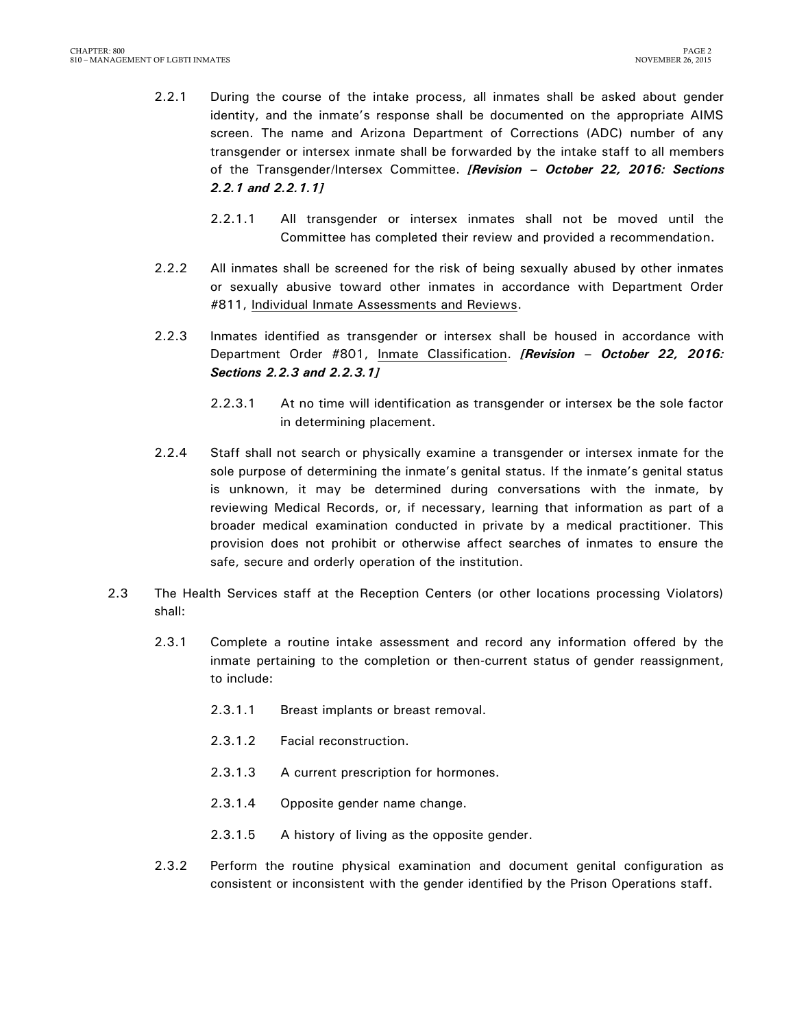2.2.1 During the course of the intake process, all inmates shall be asked about gender identity, and the inmate's response shall be documented on the appropriate AIMS screen. The name and Arizona Department of Corrections (ADC) number of any transgender or intersex inmate shall be forwarded by the intake staff to all members of the Transgender/Intersex Committee. ***[Revision – October 22, 2016: Sections 2.2.1 and 2.2.1.1]***

2.2.1.1 All transgender or intersex inmates shall not be moved until the Committee has completed their review and provided a recommendation.

2.2.2 All inmates shall be screened for the risk of being sexually abused by other inmates or sexually abusive toward other inmates in accordance with Department Order #811, Individual Inmate Assessments and Reviews.

2.2.3 Inmates identified as transgender or intersex shall be housed in accordance with Department Order #801, Inmate Classification. ***[Revision – October 22, 2016: Sections 2.2.3 and 2.2.3.1]***

2.2.3.1 At no time will identification as transgender or intersex be the sole factor in determining placement.

2.2.4 Staff shall not search or physically examine a transgender or intersex inmate for the sole purpose of determining the inmate's genital status. If the inmate's genital status is unknown, it may be determined during conversations with the inmate, by reviewing Medical Records, or, if necessary, learning that information as part of a broader medical examination conducted in private by a medical practitioner. This provision does not prohibit or otherwise affect searches of inmates to ensure the safe, secure and orderly operation of the institution.

2.3 The Health Services staff at the Reception Centers (or other locations processing Violators) shall:

2.3.1 Complete a routine intake assessment and record any information offered by the inmate pertaining to the completion or then-current status of gender reassignment, to include:

2.3.1.1 Breast implants or breast removal.

2.3.1.2 Facial reconstruction.

2.3.1.3 A current prescription for hormones.

2.3.1.4 Opposite gender name change.

2.3.1.5 A history of living as the opposite gender.

2.3.2 Perform the routine physical examination and document genital configuration as consistent or inconsistent with the gender identified by the Prison Operations staff.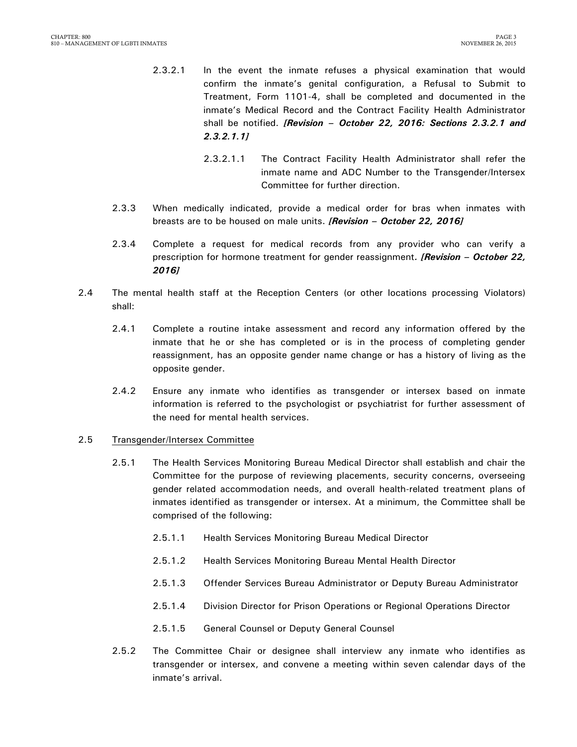2.3.2.1 In the event the inmate refuses a physical examination that would confirm the inmate's genital configuration, a Refusal to Submit to Treatment, Form 1101-4, shall be completed and documented in the inmate's Medical Record and the Contract Facility Health Administrator shall be notified. ***[Revision – October 22, 2016: Sections 2.3.2.1 and 2.3.2.1.1]***

2.3.2.1.1 The Contract Facility Health Administrator shall refer the inmate name and ADC Number to the Transgender/Intersex Committee for further direction.

2.3.3 When medically indicated, provide a medical order for bras when inmates with breasts are to be housed on male units. ***[Revision – October 22, 2016]***

2.3.4 Complete a request for medical records from any provider who can verify a prescription for hormone treatment for gender reassignment. ***[Revision – October 22, 2016]***

2.4 The mental health staff at the Reception Centers (or other locations processing Violators) shall:

2.4.1 Complete a routine intake assessment and record any information offered by the inmate that he or she has completed or is in the process of completing gender reassignment, has an opposite gender name change or has a history of living as the opposite gender.

2.4.2 Ensure any inmate who identifies as transgender or intersex based on inmate information is referred to the psychologist or psychiatrist for further assessment of the need for mental health services.

2.5 Transgender/Intersex Committee

2.5.1 The Health Services Monitoring Bureau Medical Director shall establish and chair the Committee for the purpose of reviewing placements, security concerns, overseeing gender related accommodation needs, and overall health-related treatment plans of inmates identified as transgender or intersex. At a minimum, the Committee shall be comprised of the following:

2.5.1.1 Health Services Monitoring Bureau Medical Director

2.5.1.2 Health Services Monitoring Bureau Mental Health Director

2.5.1.3 Offender Services Bureau Administrator or Deputy Bureau Administrator

2.5.1.4 Division Director for Prison Operations or Regional Operations Director

2.5.1.5 General Counsel or Deputy General Counsel

2.5.2 The Committee Chair or designee shall interview any inmate who identifies as transgender or intersex, and convene a meeting within seven calendar days of the inmate's arrival.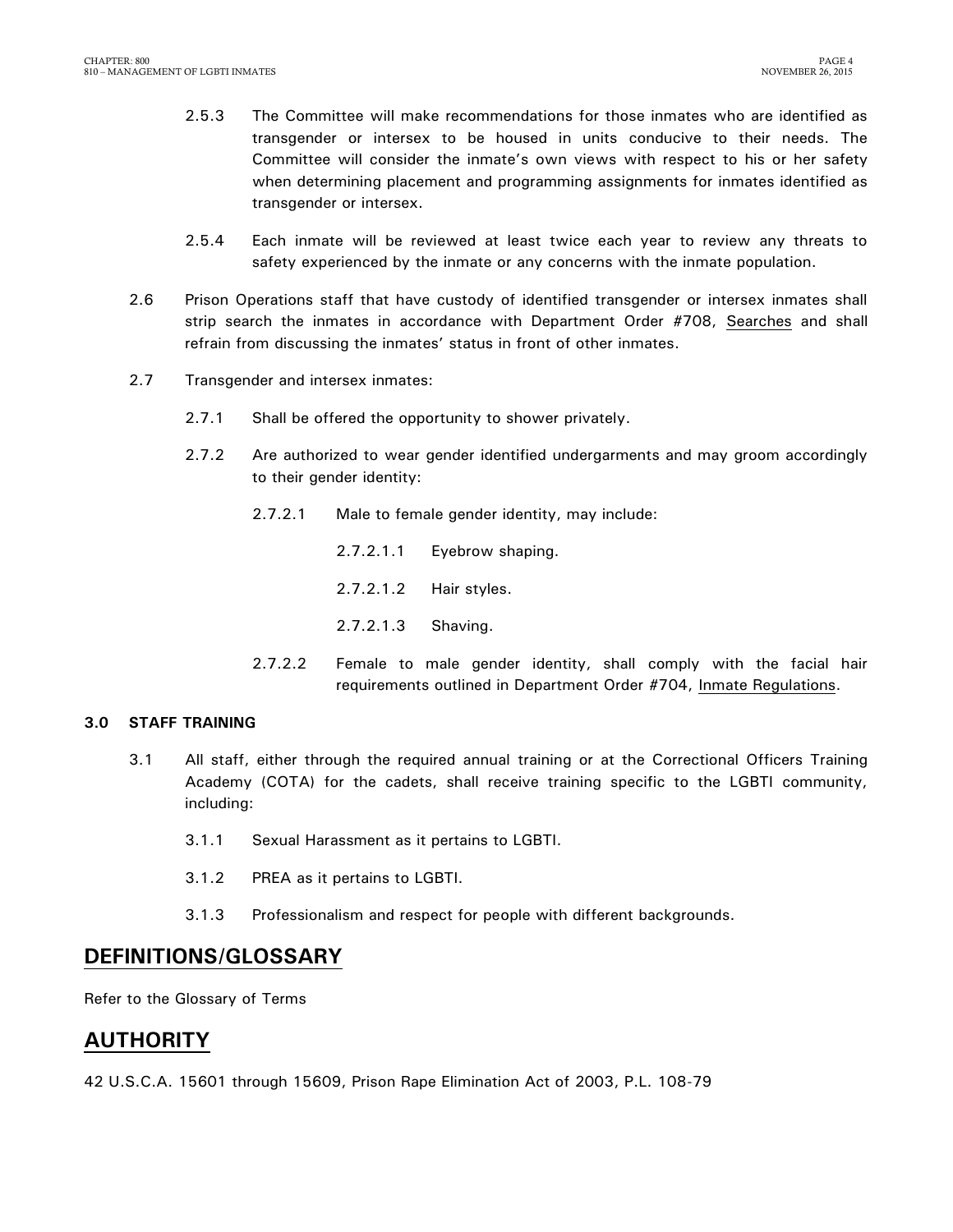2.5.3 The Committee will make recommendations for those inmates who are identified as transgender or intersex to be housed in units conducive to their needs. The Committee will consider the inmate's own views with respect to his or her safety when determining placement and programming assignments for inmates identified as transgender or intersex.

2.5.4 Each inmate will be reviewed at least twice each year to review any threats to safety experienced by the inmate or any concerns with the inmate population.

2.6 Prison Operations staff that have custody of identified transgender or intersex inmates shall strip search the inmates in accordance with Department Order #708, Searches and shall refrain from discussing the inmates' status in front of other inmates.

2.7 Transgender and intersex inmates:

2.7.1 Shall be offered the opportunity to shower privately.

2.7.2 Are authorized to wear gender identified undergarments and may groom accordingly to their gender identity:

2.7.2.1 Male to female gender identity, may include:

2.7.2.1.1 Eyebrow shaping.

2.7.2.1.2 Hair styles.

2.7.2.1.3 Shaving.

2.7.2.2 Female to male gender identity, shall comply with the facial hair requirements outlined in Department Order #704, Inmate Regulations.

**3.0 STAFF TRAINING**

3.1 All staff, either through the required annual training or at the Correctional Officers Training Academy (COTA) for the cadets, shall receive training specific to the LGBTI community, including:

3.1.1 Sexual Harassment as it pertains to LGBTI.

3.1.2 PREA as it pertains to LGBTI.

3.1.3 Professionalism and respect for people with different backgrounds.

## DEFINITIONS/GLOSSARY

Refer to the Glossary of Terms

## AUTHORITY

42 U.S.C.A. 15601 through 15609, Prison Rape Elimination Act of 2003, P.L. 108-79